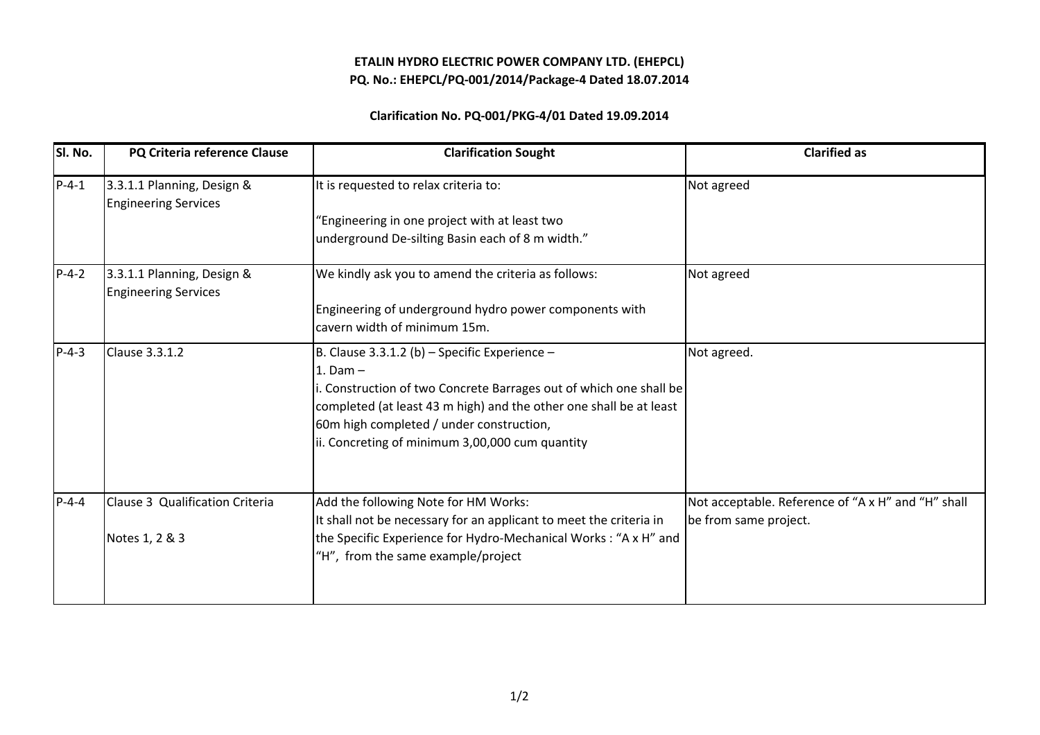**ETALIN HYDRO ELECTRIC POWER COMPANY LTD. (EHEPCL)**

**PQ. No.: EHEPCL/PQ-001/2014/Package-4 Dated 18.07.2014**

**Clarification No. PQ-001/PKG-4/01 Dated 19.09.2014**

| Sl. No. | PQ Criteria reference Clause | Clarification Sought | Clarified as |
|---|---|---|---|
| P-4-1 | 3.3.1.1 Planning, Design & Engineering Services | It is requested to relax criteria to:<br><br>"Engineering in one project with at least two underground De-silting Basin each of 8 m width." | Not agreed |
| P-4-2 | 3.3.1.1 Planning, Design & Engineering Services | We kindly ask you to amend the criteria as follows:<br><br>Engineering of underground hydro power components with cavern width of minimum 15m. | Not agreed |
| P-4-3 | Clause 3.3.1.2 | B. Clause 3.3.1.2 (b) – Specific Experience –<br>1. Dam –<br>i. Construction of two Concrete Barrages out of which one shall be completed (at least 43 m high) and the other one shall be at least 60m high completed / under construction,<br>ii. Concreting of minimum 3,00,000 cum quantity | Not agreed. |
| P-4-4 | Clause 3 Qualification Criteria<br><br>Notes 1, 2 & 3 | Add the following Note for HM Works:<br>It shall not be necessary for an applicant to meet the criteria in the Specific Experience for Hydro-Mechanical Works : "A x H" and "H", from the same example/project | Not acceptable. Reference of "A x H" and "H" shall be from same project. |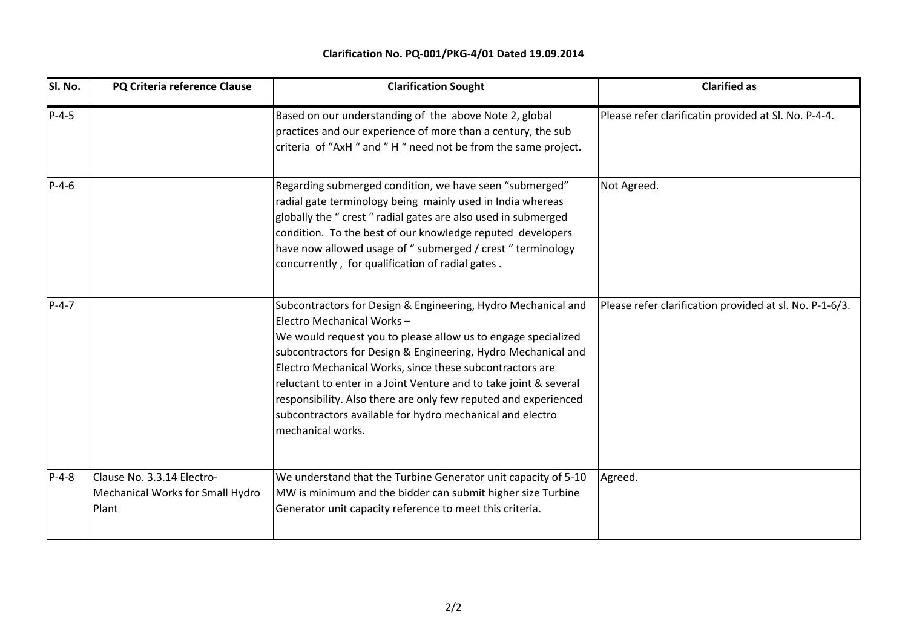**Clarification No. PQ-001/PKG-4/01 Dated 19.09.2014**

| Sl. No. | PQ Criteria reference Clause | Clarification Sought | Clarified as |
|---|---|---|---|
| P-4-5 | | Based on our understanding of the above Note 2, global practices and our experience of more than a century, the sub criteria of "AxH " and " H " need not be from the same project. | Please refer clarificatin provided at Sl. No. P-4-4. |
| P-4-6 | | Regarding submerged condition, we have seen "submerged" radial gate terminology being mainly used in India whereas globally the " crest " radial gates are also used in submerged condition. To the best of our knowledge reputed developers have now allowed usage of " submerged / crest " terminology concurrently , for qualification of radial gates . | Not Agreed. |
| P-4-7 | | Subcontractors for Design & Engineering, Hydro Mechanical and Electro Mechanical Works – We would request you to please allow us to engage specialized subcontractors for Design & Engineering, Hydro Mechanical and Electro Mechanical Works, since these subcontractors are reluctant to enter in a Joint Venture and to take joint & several responsibility. Also there are only few reputed and experienced subcontractors available for hydro mechanical and electro mechanical works. | Please refer clarification provided at sl. No. P-1-6/3. |
| P-4-8 | Clause No. 3.3.14 Electro-Mechanical Works for Small Hydro Plant | We understand that the Turbine Generator unit capacity of 5-10 MW is minimum and the bidder can submit higher size Turbine Generator unit capacity reference to meet this criteria. | Agreed. |